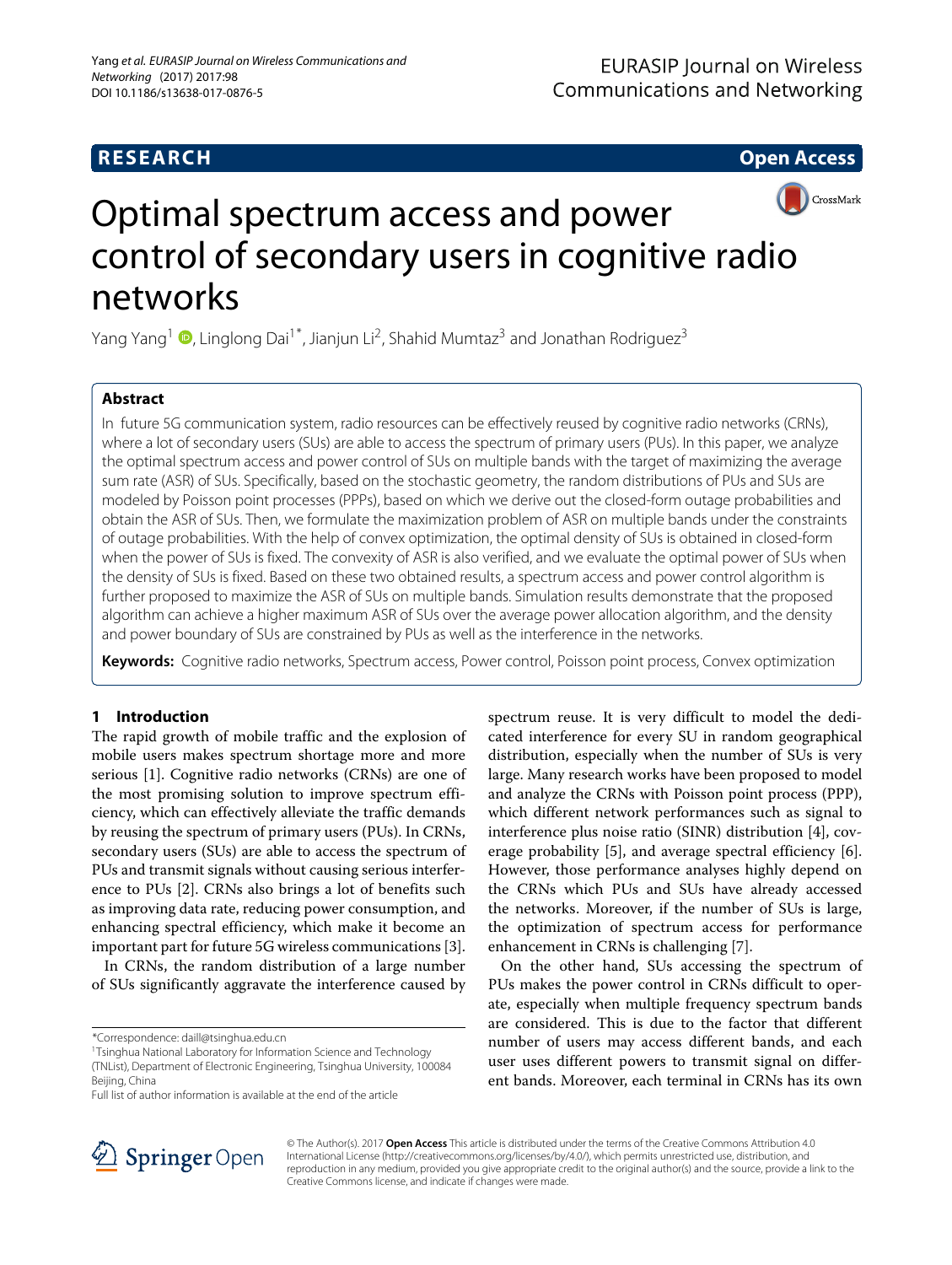RESEARCH

Open Access

# Optimal spectrum access and power control of secondary users in cognitive radio networks

Yang Yang[1], Linglong Dai[1*], Jianjun Li[2], Shahid Mumtaz[3] and Jonathan Rodriguez[3]

## Abstract

In future 5G communication system, radio resources can be effectively reused by cognitive radio networks (CRNs), where a lot of secondary users (SUs) are able to access the spectrum of primary users (PUs). In this paper, we analyze the optimal spectrum access and power control of SUs on multiple bands with the target of maximizing the average sum rate (ASR) of SUs. Specifically, based on the stochastic geometry, the random distributions of PUs and SUs are modeled by Poisson point processes (PPPs), based on which we derive out the closed-form outage probabilities and obtain the ASR of SUs. Then, we formulate the maximization problem of ASR on multiple bands under the constraints of outage probabilities. With the help of convex optimization, the optimal density of SUs is obtained in closed-form when the power of SUs is fixed. The convexity of ASR is also verified, and we evaluate the optimal power of SUs when the density of SUs is fixed. Based on these two obtained results, a spectrum access and power control algorithm is further proposed to maximize the ASR of SUs on multiple bands. Simulation results demonstrate that the proposed algorithm can achieve a higher maximum ASR of SUs over the average power allocation algorithm, and the density and power boundary of SUs are constrained by PUs as well as the interference in the networks.

**Keywords:** Cognitive radio networks, Spectrum access, Power control, Poisson point process, Convex optimization

## 1 Introduction

The rapid growth of mobile traffic and the explosion of mobile users makes spectrum shortage more and more serious [1]. Cognitive radio networks (CRNs) are one of the most promising solution to improve spectrum efficiency, which can effectively alleviate the traffic demands by reusing the spectrum of primary users (PUs). In CRNs, secondary users (SUs) are able to access the spectrum of PUs and transmit signals without causing serious interference to PUs [2]. CRNs also brings a lot of benefits such as improving data rate, reducing power consumption, and enhancing spectral efficiency, which make it become an important part for future 5G wireless communications [3].

In CRNs, the random distribution of a large number of SUs significantly aggravate the interference caused by spectrum reuse. It is very difficult to model the dedicated interference for every SU in random geographical distribution, especially when the number of SUs is very large. Many research works have been proposed to model and analyze the CRNs with Poisson point process (PPP), which different network performances such as signal to interference plus noise ratio (SINR) distribution [4], coverage probability [5], and average spectral efficiency [6]. However, those performance analyses highly depend on the CRNs which PUs and SUs have already accessed the networks. Moreover, if the number of SUs is large, the optimization of spectrum access for performance enhancement in CRNs is challenging [7].

On the other hand, SUs accessing the spectrum of PUs makes the power control in CRNs difficult to operate, especially when multiple frequency spectrum bands are considered. This is due to the factor that different number of users may access different bands, and each user uses different powers to transmit signal on different bands. Moreover, each terminal in CRNs has its own

*Correspondence: daill@tsinghua.edu.cn
[1]Tsinghua National Laboratory for Information Science and Technology (TNList), Department of Electronic Engineering, Tsinghua University, 100084 Beijing, China
Full list of author information is available at the end of the article

© The Author(s). 2017 **Open Access** This article is distributed under the terms of the Creative Commons Attribution 4.0 International License (http://creativecommons.org/licenses/by/4.0/), which permits unrestricted use, distribution, and reproduction in any medium, provided you give appropriate credit to the original author(s) and the source, provide a link to the Creative Commons license, and indicate if changes were made.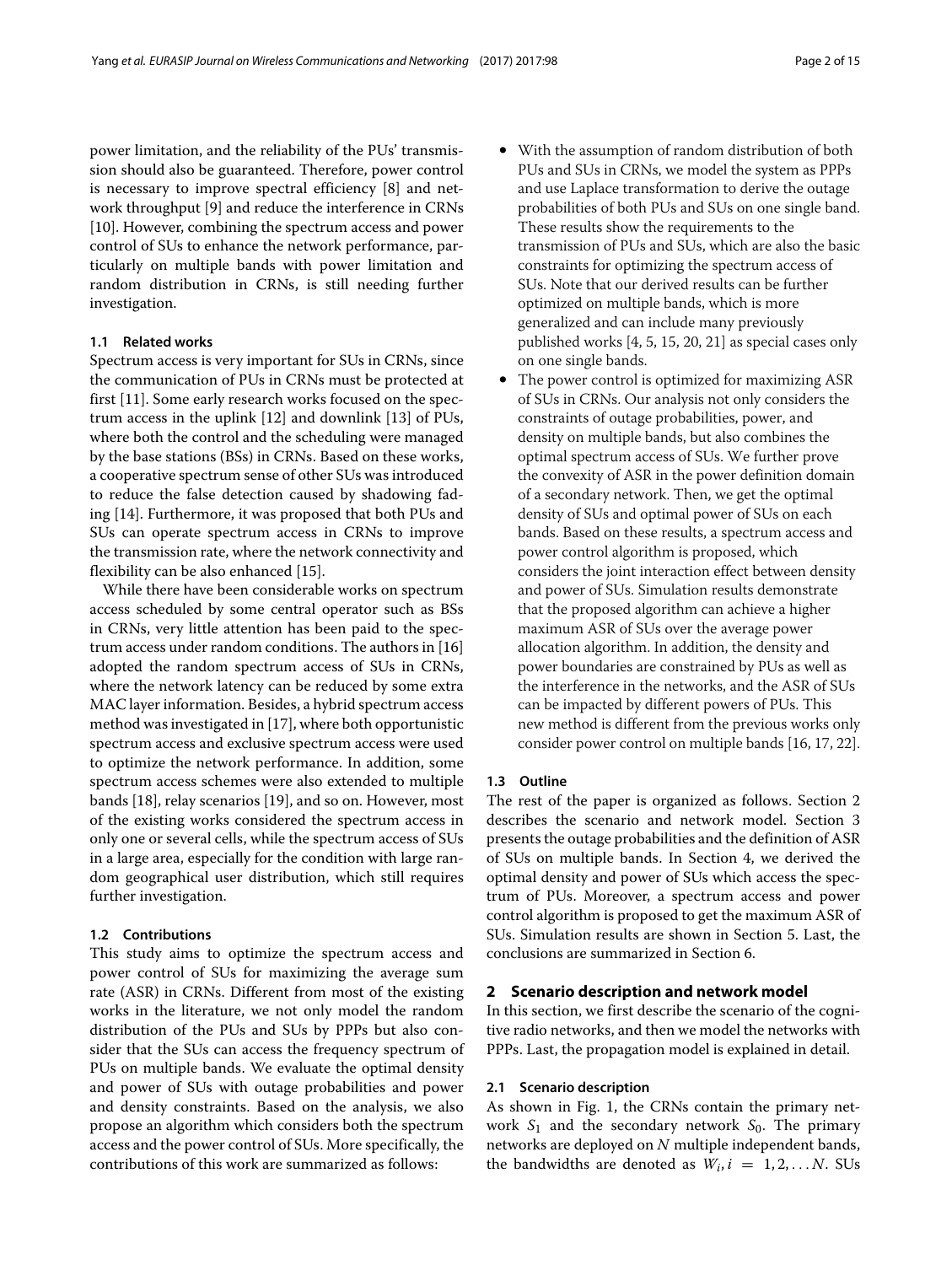power limitation, and the reliability of the PUs' transmission should also be guaranteed. Therefore, power control is necessary to improve spectral efficiency [8] and network throughput [9] and reduce the interference in CRNs [10]. However, combining the spectrum access and power control of SUs to enhance the network performance, particularly on multiple bands with power limitation and random distribution in CRNs, is still needing further investigation.

### 1.1 Related works

Spectrum access is very important for SUs in CRNs, since the communication of PUs in CRNs must be protected at first [11]. Some early research works focused on the spectrum access in the uplink [12] and downlink [13] of PUs, where both the control and the scheduling were managed by the base stations (BSs) in CRNs. Based on these works, a cooperative spectrum sense of other SUs was introduced to reduce the false detection caused by shadowing fading [14]. Furthermore, it was proposed that both PUs and SUs can operate spectrum access in CRNs to improve the transmission rate, where the network connectivity and flexibility can be also enhanced [15].

While there have been considerable works on spectrum access scheduled by some central operator such as BSs in CRNs, very little attention has been paid to the spectrum access under random conditions. The authors in [16] adopted the random spectrum access of SUs in CRNs, where the network latency can be reduced by some extra MAC layer information. Besides, a hybrid spectrum access method was investigated in [17], where both opportunistic spectrum access and exclusive spectrum access were used to optimize the network performance. In addition, some spectrum access schemes were also extended to multiple bands [18], relay scenarios [19], and so on. However, most of the existing works considered the spectrum access in only one or several cells, while the spectrum access of SUs in a large area, especially for the condition with large random geographical user distribution, which still requires further investigation.

### 1.2 Contributions

This study aims to optimize the spectrum access and power control of SUs for maximizing the average sum rate (ASR) in CRNs. Different from most of the existing works in the literature, we not only model the random distribution of the PUs and SUs by PPPs but also consider that the SUs can access the frequency spectrum of PUs on multiple bands. We evaluate the optimal density and power of SUs with outage probabilities and power and density constraints. Based on the analysis, we also propose an algorithm which considers both the spectrum access and the power control of SUs. More specifically, the contributions of this work are summarized as follows:

- With the assumption of random distribution of both PUs and SUs in CRNs, we model the system as PPPs and use Laplace transformation to derive the outage probabilities of both PUs and SUs on one single band. These results show the requirements to the transmission of PUs and SUs, which are also the basic constraints for optimizing the spectrum access of SUs. Note that our derived results can be further optimized on multiple bands, which is more generalized and can include many previously published works [4, 5, 15, 20, 21] as special cases only on one single bands.
- The power control is optimized for maximizing ASR of SUs in CRNs. Our analysis not only considers the constraints of outage probabilities, power, and density on multiple bands, but also combines the optimal spectrum access of SUs. We further prove the convexity of ASR in the power definition domain of a secondary network. Then, we get the optimal density of SUs and optimal power of SUs on each bands. Based on these results, a spectrum access and power control algorithm is proposed, which considers the joint interaction effect between density and power of SUs. Simulation results demonstrate that the proposed algorithm can achieve a higher maximum ASR of SUs over the average power allocation algorithm. In addition, the density and power boundaries are constrained by PUs as well as the interference in the networks, and the ASR of SUs can be impacted by different powers of PUs. This new method is different from the previous works only consider power control on multiple bands [16, 17, 22].

### 1.3 Outline

The rest of the paper is organized as follows. Section 2 describes the scenario and network model. Section 3 presents the outage probabilities and the definition of ASR of SUs on multiple bands. In Section 4, we derived the optimal density and power of SUs which access the spectrum of PUs. Moreover, a spectrum access and power control algorithm is proposed to get the maximum ASR of SUs. Simulation results are shown in Section 5. Last, the conclusions are summarized in Section 6.

## 2 Scenario description and network model

In this section, we first describe the scenario of the cognitive radio networks, and then we model the networks with PPPs. Last, the propagation model is explained in detail.

### 2.1 Scenario description

As shown in Fig. 1, the CRNs contain the primary network $S_1$ and the secondary network $S_0$. The primary networks are deployed on $N$ multiple independent bands, the bandwidths are denoted as $W_i, i = 1, 2, \ldots N$. SUs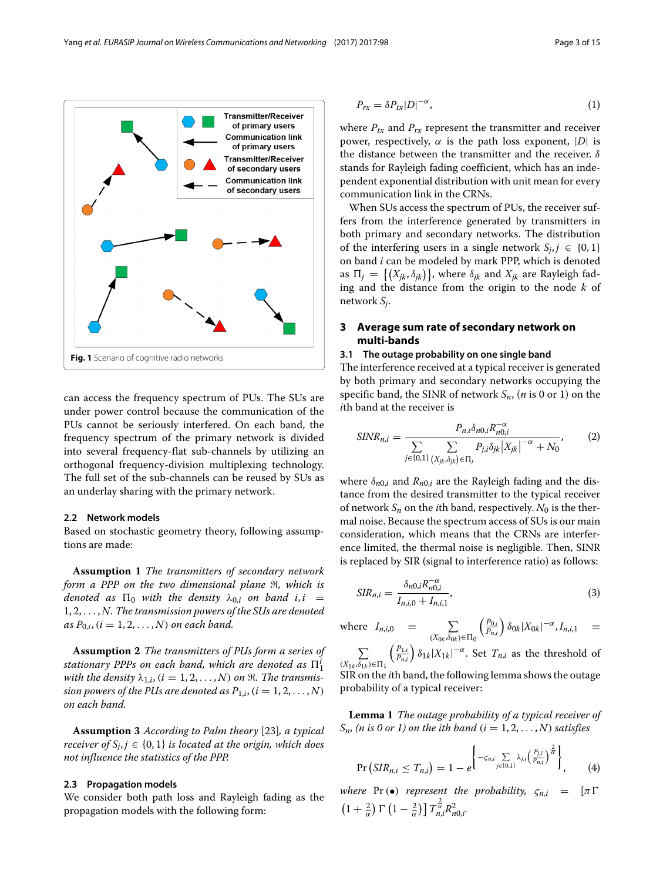Fig. 1 Scenario of cognitive radio networks

can access the frequency spectrum of PUs. The SUs are under power control because the communication of the PUs cannot be seriously interfered. On each band, the frequency spectrum of the primary network is divided into several frequency-flat sub-channels by utilizing an orthogonal frequency-division multiplexing technology. The full set of the sub-channels can be reused by SUs as an underlay sharing with the primary network.

### 2.2 Network models

Based on stochastic geometry theory, following assumptions are made:

**Assumption 1** *The transmitters of secondary network form a PPP on the two dimensional plane $\Re$, which is denoted as $\Pi_0$ with the density $\lambda_{0,i}$ on band $i, i = 1, 2, \ldots, N$. The transmission powers of the SUs are denoted as $P_{0,i}, (i = 1, 2, \ldots, N)$ on each band.*

**Assumption 2** *The transmitters of PUs form a series of stationary PPPs on each band, which are denoted as $\Pi_1^i$ with the density $\lambda_{1,i}, (i = 1, 2, \ldots, N)$ on $\Re$. The transmission powers of the PUs are denoted as $P_{1,i}, (i = 1, 2, \ldots, N)$ on each band.*

**Assumption 3** *According to Palm theory [23], a typical receiver of $S_j, j \in \{0, 1\}$ is located at the origin, which does not influence the statistics of the PPP.*

### 2.3 Propagation models

We consider both path loss and Rayleigh fading as the propagation models with the following form:

$$P_{rx} = \delta P_{tx} |D|^{-\alpha}, \tag{1}$$

where $P_{tx}$ and $P_{rx}$ represent the transmitter and receiver power, respectively, $\alpha$ is the path loss exponent, $|D|$ is the distance between the transmitter and the receiver. $\delta$ stands for Rayleigh fading coefficient, which has an independent exponential distribution with unit mean for every communication link in the CRNs.

When SUs access the spectrum of PUs, the receiver suffers from the interference generated by transmitters in both primary and secondary networks. The distribution of the interfering users in a single network $S_j, j \in \{0, 1\}$ on band $i$ can be modeled by mark PPP, which is denoted as $\Pi_j = \{(X_{jk}, \delta_{jk})\}$, where $\delta_{jk}$ and $X_{jk}$ are Rayleigh fading and the distance from the origin to the node $k$ of network $S_j$.

## 3 Average sum rate of secondary network on multi-bands

### 3.1 The outage probability on one single band

The interference received at a typical receiver is generated by both primary and secondary networks occupying the specific band, the SINR of network $S_n$, ($n$ is 0 or 1) on the $i$th band at the receiver is

$$SINR_{n,i} = \frac{P_{n,i}\delta_{n0,i}R_{n0,i}^{-\alpha}}{\sum\limits_{j\in\{0,1\}} \sum\limits_{(X_{jk},\delta_{jk})\in\Pi_j} P_{j,i}\delta_{jk}\left|X_{jk}\right|^{-\alpha} + N_0}, \tag{2}$$

where $\delta_{n0,i}$ and $R_{n0,i}$ are the Rayleigh fading and the distance from the desired transmitter to the typical receiver of network $S_n$ on the $i$th band, respectively. $N_0$ is the thermal noise. Because the spectrum access of SUs is our main consideration, which means that the CRNs are interference limited, the thermal noise is negligible. Then, SINR is replaced by SIR (signal to interference ratio) as follows:

$$SIR_{n,i} = \frac{\delta_{n0,i}R_{n0,i}^{-\alpha}}{I_{n,i,0} + I_{n,i,1}}, \tag{3}$$

where $I_{n,i,0} = \sum\limits_{(X_{0k},\delta_{0k})\in\Pi_0} \left(\frac{P_{0,i}}{P_{n,i}}\right)\delta_{0k}|X_{0k}|^{-\alpha}, I_{n,i,1} = \sum\limits_{(X_{1k},\delta_{1k})\in\Pi_1} \left(\frac{P_{1,i}}{P_{n,i}}\right)\delta_{1k}|X_{1k}|^{-\alpha}$. Set $T_{n,i}$ as the threshold of SIR on the $i$th band, the following lemma shows the outage probability of a typical receiver:

**Lemma 1** *The outage probability of a typical receiver of $S_n$, (n is 0 or 1) on the ith band $(i = 1, 2, \ldots, N)$ satisfies*

$$\Pr\left(SIR_{n,i} \le T_{n,i}\right) = 1 - e^{\left\{-\varsigma_{n,i}\sum\limits_{j\in\{0,1\}}\lambda_{j,i}\left(\frac{P_{j,i}}{P_{n,i}}\right)^{\frac{2}{\alpha}}\right\}}, \tag{4}$$

*where $\Pr(\bullet)$ represent the probability, $\varsigma_{n,i} = \left[\pi\Gamma\left(1+\frac{2}{\alpha}\right)\Gamma\left(1-\frac{2}{\alpha}\right)\right]T_{n,i}^{\frac{2}{\alpha}}R_{n0,i}^2$.*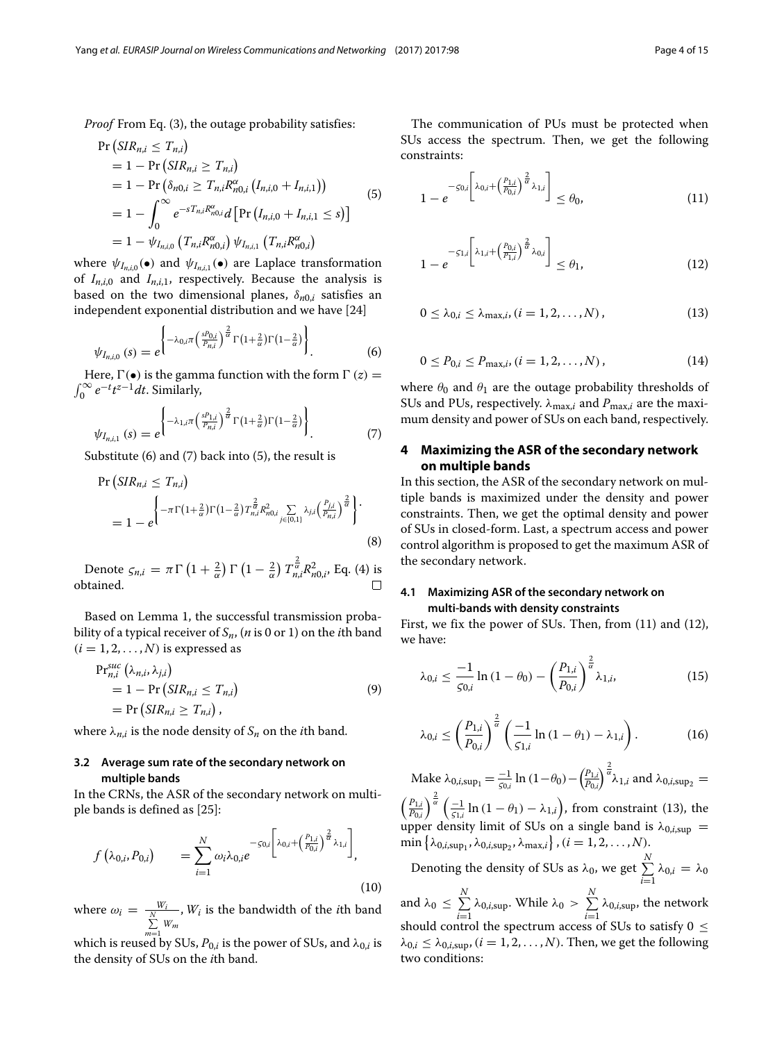*Proof* From Eq. (3), the outage probability satisfies:

$$
\begin{aligned}
&\Pr\left(SIR_{n,i} \le T_{n,i}\right) \\
&= 1 - \Pr\left(SIR_{n,i} \ge T_{n,i}\right) \\
&= 1 - \Pr\left(\delta_{n0,i} \ge T_{n,i} R_{n0,i}^{\alpha}\left(I_{n,i,0} + I_{n,i,1}\right)\right) \\
&= 1 - \int_0^{\infty} e^{-sT_{n,i}R_{n0,i}^{\alpha}} d\left[\Pr\left(I_{n,i,0} + I_{n,i,1} \le s\right)\right] \\
&= 1 - \psi_{I_{n,i,0}}\left(T_{n,i}R_{n0,i}^{\alpha}\right)\psi_{I_{n,i,1}}\left(T_{n,i}R_{n0,i}^{\alpha}\right)
\end{aligned}
\tag{5}
$$

where $\psi_{I_{n,i,0}}(\bullet)$ and $\psi_{I_{n,i,1}}(\bullet)$ are Laplace transformation of $I_{n,i,0}$ and $I_{n,i,1}$, respectively. Because the analysis is based on the two dimensional planes, $\delta_{n0,i}$ satisfies an independent exponential distribution and we have [24]

$$
\psi_{I_{n,i,0}}(s) = e^{\left\{-\lambda_{0,i}\pi\left(\frac{sP_{0,i}}{P_{n,i}}\right)^{\frac{2}{\alpha}}\Gamma\left(1+\frac{2}{\alpha}\right)\Gamma\left(1-\frac{2}{\alpha}\right)\right\}}. \tag{6}
$$

Here, $\Gamma(\bullet)$ is the gamma function with the form $\Gamma(z) = \int_0^{\infty} e^{-t}t^{z-1}dt$. Similarly,

$$
\psi_{I_{n,i,1}}(s) = e^{\left\{-\lambda_{1,i}\pi\left(\frac{sP_{1,i}}{P_{n,i}}\right)^{\frac{2}{\alpha}}\Gamma\left(1+\frac{2}{\alpha}\right)\Gamma\left(1-\frac{2}{\alpha}\right)\right\}}. \tag{7}
$$

Substitute (6) and (7) back into (5), the result is

$$
\begin{aligned}
&\Pr\left(SIR_{n,i} \le T_{n,i}\right) \\
&= 1 - e^{\left\{-\pi\Gamma\left(1+\frac{2}{\alpha}\right)\Gamma\left(1-\frac{2}{\alpha}\right)T_{n,i}^{\frac{2}{\alpha}}R_{n0,i}^{2}\sum\limits_{j\in\{0,1\}}\lambda_{j,i}\left(\frac{P_{j,i}}{P_{n,i}}\right)^{\frac{2}{\alpha}}\right\}}.
\end{aligned}
\tag{8}
$$

Denote $\varsigma_{n,i} = \pi\Gamma\left(1+\frac{2}{\alpha}\right)\Gamma\left(1-\frac{2}{\alpha}\right)T_{n,i}^{\frac{2}{\alpha}}R_{n0,i}^{2}$, Eq. (4) is obtained. □

Based on Lemma 1, the successful transmission probability of a typical receiver of $S_n$, ($n$ is 0 or 1) on the $i$th band $(i = 1, 2, \ldots, N)$ is expressed as

$$
\begin{aligned}
&\Pr_{n,i}^{suc}\left(\lambda_{n,i}, \lambda_{j,i}\right) \\
&= 1 - \Pr\left(SIR_{n,i} \le T_{n,i}\right) \\
&= \Pr\left(SIR_{n,i} \ge T_{n,i}\right),
\end{aligned}
\tag{9}
$$

where $\lambda_{n,i}$ is the node density of $S_n$ on the $i$th band.

### 3.2 Average sum rate of the secondary network on multiple bands

In the CRNs, the ASR of the secondary network on multiple bands is defined as [25]:

$$
f\left(\lambda_{0,i}, P_{0,i}\right) \qquad = \sum_{i=1}^{N}\omega_i\lambda_{0,i}e^{-\varsigma_{0,i}\left[\lambda_{0,i}+\left(\frac{P_{1,i}}{P_{0,i}}\right)^{\frac{2}{\alpha}}\lambda_{1,i}\right]}, \tag{10}
$$

where $\omega_i = \frac{W_i}{\sum\limits_{m=1}^{N}W_m}$, $W_i$ is the bandwidth of the $i$th band which is reused by SUs, $P_{0,i}$ is the power of SUs, and $\lambda_{0,i}$ is the density of SUs on the $i$th band.

The communication of PUs must be protected when SUs access the spectrum. Then, we get the following constraints:

$$
1 - e^{-\varsigma_{0,i}\left[\lambda_{0,i}+\left(\frac{P_{1,i}}{P_{0,i}}\right)^{\frac{2}{\alpha}}\lambda_{1,i}\right]} \le \theta_0, \tag{11}
$$

$$
1 - e^{-\varsigma_{1,i}\left[\lambda_{1,i}+\left(\frac{P_{0,i}}{P_{1,i}}\right)^{\frac{2}{\alpha}}\lambda_{0,i}\right]} \le \theta_1, \tag{12}
$$

$$
0 \le \lambda_{0,i} \le \lambda_{\max,i}, (i = 1, 2, \ldots, N), \tag{13}
$$

$$
0 \le P_{0,i} \le P_{\max,i}, (i = 1, 2, \ldots, N), \tag{14}
$$

where $\theta_0$ and $\theta_1$ are the outage probability thresholds of SUs and PUs, respectively. $\lambda_{\max,i}$ and $P_{\max,i}$ are the maximum density and power of SUs on each band, respectively.

## 4 Maximizing the ASR of the secondary network on multiple bands

In this section, the ASR of the secondary network on multiple bands is maximized under the density and power constraints. Then, we get the optimal density and power of SUs in closed-form. Last, a spectrum access and power control algorithm is proposed to get the maximum ASR of the secondary network.

### 4.1 Maximizing ASR of the secondary network on multi-bands with density constraints

First, we fix the power of SUs. Then, from (11) and (12), we have:

$$
\lambda_{0,i} \le \frac{-1}{\varsigma_{0,i}}\ln\left(1-\theta_0\right) - \left(\frac{P_{1,i}}{P_{0,i}}\right)^{\frac{2}{\alpha}}\lambda_{1,i}, \tag{15}
$$

$$
\lambda_{0,i} \le \left(\frac{P_{1,i}}{P_{0,i}}\right)^{\frac{2}{\alpha}}\left(\frac{-1}{\varsigma_{1,i}}\ln\left(1-\theta_1\right) - \lambda_{1,i}\right). \tag{16}
$$

Make $\lambda_{0,i,\sup_1} = \frac{-1}{\varsigma_{0,i}}\ln\left(1-\theta_0\right) - \left(\frac{P_{1,i}}{P_{0,i}}\right)^{\frac{2}{\alpha}}\lambda_{1,i}$ and $\lambda_{0,i,\sup_2} = \left(\frac{P_{1,i}}{P_{0,i}}\right)^{\frac{2}{\alpha}}\left(\frac{-1}{\varsigma_{1,i}}\ln\left(1-\theta_1\right) - \lambda_{1,i}\right)$, from constraint (13), the upper density limit of SUs on a single band is $\lambda_{0,i,\sup} = \min\left\{\lambda_{0,i,\sup_1}, \lambda_{0,i,\sup_2}, \lambda_{\max,i}\right\}, (i = 1, 2, \ldots, N)$.

Denoting the density of SUs as $\lambda_0$, we get $\sum\limits_{i=1}^{N}\lambda_{0,i} = \lambda_0$ and $\lambda_0 \le \sum\limits_{i=1}^{N}\lambda_{0,i,\sup}$. While $\lambda_0 > \sum\limits_{i=1}^{N}\lambda_{0,i,\sup}$, the network should control the spectrum access of SUs to satisfy $0 \le \lambda_{0,i} \le \lambda_{0,i,\sup}, (i = 1, 2, \ldots, N)$. Then, we get the following two conditions: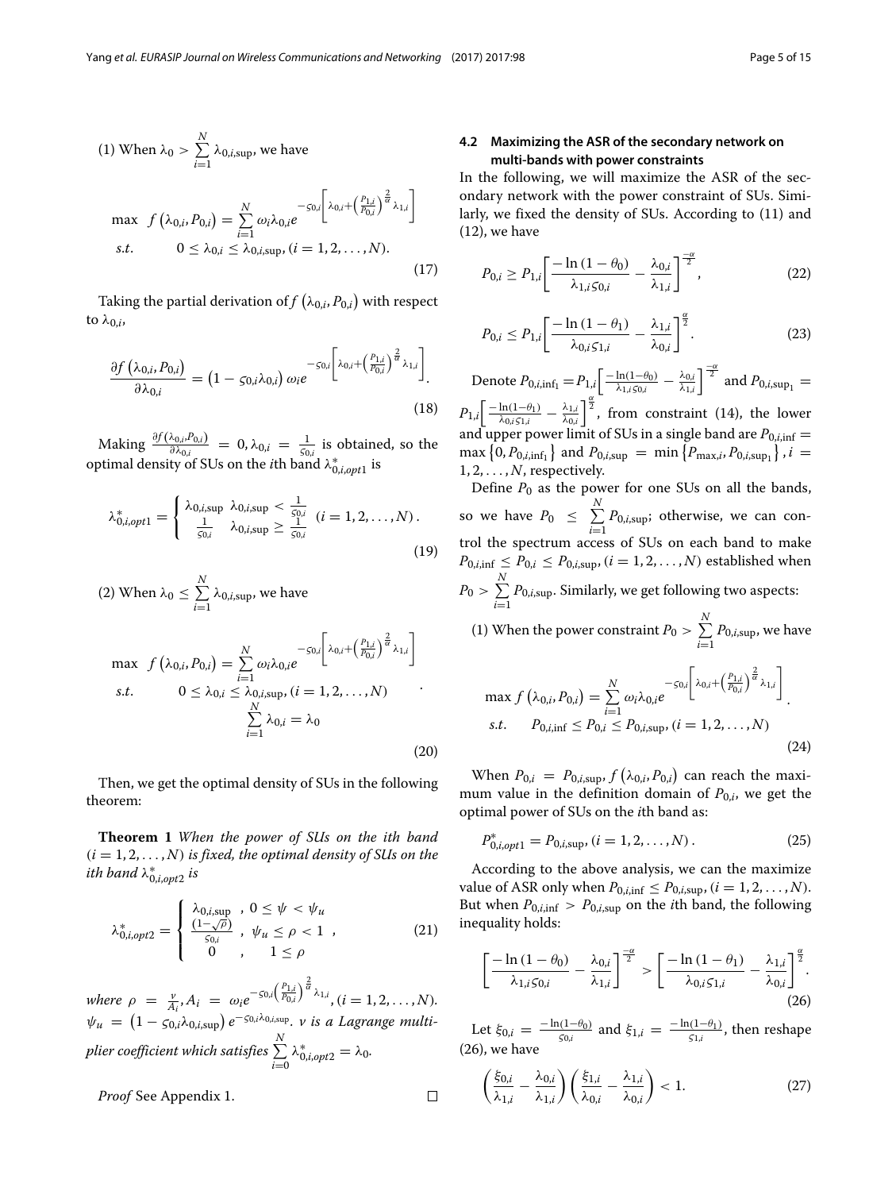(1) When $\lambda_0 > \sum_{i=1}^{N} \lambda_{0,i,\sup}$, we have

$$\begin{aligned} \max \quad & f\left(\lambda_{0,i}, P_{0,i}\right) = \sum_{i=1}^{N} \omega_i \lambda_{0,i} e^{-\varsigma_{0,i}\left[\lambda_{0,i} + \left(\frac{P_{1,i}}{P_{0,i}}\right)^{\frac{2}{\alpha}} \lambda_{1,i}\right]} \\ s.t. \quad & 0 \leq \lambda_{0,i} \leq \lambda_{0,i,\sup}, (i = 1, 2, \ldots, N). \end{aligned} \tag{17}$$

Taking the partial derivation of $f\left(\lambda_{0,i}, P_{0,i}\right)$ with respect to $\lambda_{0,i}$,

$$\frac{\partial f\left(\lambda_{0,i}, P_{0,i}\right)}{\partial \lambda_{0,i}} = \left(1 - \varsigma_{0,i}\lambda_{0,i}\right) \omega_i e^{-\varsigma_{0,i}\left[\lambda_{0,i} + \left(\frac{P_{1,i}}{P_{0,i}}\right)^{\frac{2}{\alpha}} \lambda_{1,i}\right]}. \tag{18}$$

Making $\frac{\partial f\left(\lambda_{0,i}, P_{0,i}\right)}{\partial \lambda_{0,i}} = 0, \lambda_{0,i} = \frac{1}{\varsigma_{0,i}}$ is obtained, so the optimal density of SUs on the $i$th band $\lambda_{0,i,opt1}^{*}$ is

$$\lambda_{0,i,opt1}^{*} = \begin{cases} \lambda_{0,i,\sup} & \lambda_{0,i,\sup} < \frac{1}{\varsigma_{0,i}} \\ \frac{1}{\varsigma_{0,i}} & \lambda_{0,i,\sup} \geq \frac{1}{\varsigma_{0,i}} \end{cases} (i = 1, 2, \ldots, N). \tag{19}$$

(2) When $\lambda_0 \leq \sum_{i=1}^{N} \lambda_{0,i,\sup}$, we have

$$\begin{aligned} \max \quad & f\left(\lambda_{0,i}, P_{0,i}\right) = \sum_{i=1}^{N} \omega_i \lambda_{0,i} e^{-\varsigma_{0,i}\left[\lambda_{0,i} + \left(\frac{P_{1,i}}{P_{0,i}}\right)^{\frac{2}{\alpha}} \lambda_{1,i}\right]} \\ s.t. \quad & 0 \leq \lambda_{0,i} \leq \lambda_{0,i,\sup}, (i = 1, 2, \ldots, N) \\ & \sum_{i=1}^{N} \lambda_{0,i} = \lambda_0 \end{aligned} . \tag{20}$$

Then, we get the optimal density of SUs in the following theorem:

**Theorem 1** *When the power of SUs on the ith band* $(i = 1, 2, \ldots, N)$ *is fixed, the optimal density of SUs on the ith band* $\lambda_{0,i,opt2}^{*}$ *is*

$$\lambda_{0,i,opt2}^{*} = \begin{cases} \lambda_{0,i,\sup} & , \ 0 \leq \psi < \psi_u \\ \frac{(1-\sqrt{\rho})}{\varsigma_{0,i}} & , \ \psi_u \leq \rho < 1 \\ 0 & , \quad 1 \leq \rho \end{cases} , \tag{21}$$

*where* $\rho = \frac{\nu}{A_i}, A_i = \omega_i e^{-\varsigma_{0,i}\left(\frac{P_{1,i}}{P_{0,i}}\right)^{\frac{2}{\alpha}} \lambda_{1,i}}, (i = 1, 2, \ldots, N)$. $\psi_u = \left(1 - \varsigma_{0,i}\lambda_{0,i,\sup}\right) e^{-\varsigma_{0,i}\lambda_{0,i,\sup}}$. *$\nu$ is a Lagrange multiplier coefficient which satisfies* $\sum_{i=0}^{N} \lambda_{0,i,opt2}^{*} = \lambda_0$.

*Proof* See Appendix 1. □

### 4.2 Maximizing the ASR of the secondary network on multi-bands with power constraints

In the following, we will maximize the ASR of the secondary network with the power constraint of SUs. Similarly, we fixed the density of SUs. According to (11) and (12), we have

$$P_{0,i} \geq P_{1,i}\left[\frac{-\ln\left(1-\theta_0\right)}{\lambda_{1,i}\varsigma_{0,i}} - \frac{\lambda_{0,i}}{\lambda_{1,i}}\right]^{\frac{-\alpha}{2}}, \tag{22}$$

$$P_{0,i} \leq P_{1,i}\left[\frac{-\ln\left(1-\theta_1\right)}{\lambda_{0,i}\varsigma_{1,i}} - \frac{\lambda_{1,i}}{\lambda_{0,i}}\right]^{\frac{\alpha}{2}}. \tag{23}$$

Denote $P_{0,i,\inf_1} = P_{1,i}\left[\frac{-\ln(1-\theta_0)}{\lambda_{1,i}\varsigma_{0,i}} - \frac{\lambda_{0,i}}{\lambda_{1,i}}\right]^{\frac{-\alpha}{2}}$ and $P_{0,i,\sup_1} = P_{1,i}\left[\frac{-\ln(1-\theta_1)}{\lambda_{0,i}\varsigma_{1,i}} - \frac{\lambda_{1,i}}{\lambda_{0,i}}\right]^{\frac{\alpha}{2}}$, from constraint (14), the lower and upper power limit of SUs in a single band are $P_{0,i,\inf} = \max\left\{0, P_{0,i,\inf_1}\right\}$ and $P_{0,i,\sup} = \min\left\{P_{\max,i}, P_{0,i,\sup_1}\right\}, i = 1, 2, \ldots, N$, respectively.

Define $P_0$ as the power for one SUs on all the bands, so we have $P_0 \leq \sum_{i=1}^{N} P_{0,i,\sup}$; otherwise, we can control the spectrum access of SUs on each band to make $P_{0,i,\inf} \leq P_{0,i} \leq P_{0,i,\sup}, (i = 1, 2, \ldots, N)$ established when $P_0 > \sum_{i=1}^{N} P_{0,i,\sup}$. Similarly, we get following two aspects:

(1) When the power constraint $P_0 > \sum_{i=1}^{N} P_{0,i,\sup}$, we have

$$\begin{aligned} \max \ & f\left(\lambda_{0,i}, P_{0,i}\right) = \sum_{i=1}^{N} \omega_i \lambda_{0,i} e^{-\varsigma_{0,i}\left[\lambda_{0,i} + \left(\frac{P_{1,i}}{P_{0,i}}\right)^{\frac{2}{\alpha}} \lambda_{1,i}\right]} \\ s.t. \quad & P_{0,i,\inf} \leq P_{0,i} \leq P_{0,i,\sup}, (i = 1, 2, \ldots, N) \end{aligned} . \tag{24}$$

When $P_{0,i} = P_{0,i,\sup}$, $f\left(\lambda_{0,i}, P_{0,i}\right)$ can reach the maximum value in the definition domain of $P_{0,i}$, we get the optimal power of SUs on the $i$th band as:

$$P_{0,i,opt1}^{*} = P_{0,i,\sup}, (i = 1, 2, \ldots, N). \tag{25}$$

According to the above analysis, we can the maximize value of ASR only when $P_{0,i,\inf} \leq P_{0,i,\sup}, (i = 1, 2, \ldots, N)$. But when $P_{0,i,\inf} > P_{0,i,\sup}$ on the $i$th band, the following inequality holds:

$$\left[\frac{-\ln\left(1-\theta_0\right)}{\lambda_{1,i}\varsigma_{0,i}} - \frac{\lambda_{0,i}}{\lambda_{1,i}}\right]^{\frac{-\alpha}{2}} > \left[\frac{-\ln\left(1-\theta_1\right)}{\lambda_{0,i}\varsigma_{1,i}} - \frac{\lambda_{1,i}}{\lambda_{0,i}}\right]^{\frac{\alpha}{2}}. \tag{26}$$

Let $\xi_{0,i} = \frac{-\ln(1-\theta_0)}{\varsigma_{0,i}}$ and $\xi_{1,i} = \frac{-\ln(1-\theta_1)}{\varsigma_{1,i}}$, then reshape (26), we have

$$\left(\frac{\xi_{0,i}}{\lambda_{1,i}} - \frac{\lambda_{0,i}}{\lambda_{1,i}}\right)\left(\frac{\xi_{1,i}}{\lambda_{0,i}} - \frac{\lambda_{1,i}}{\lambda_{0,i}}\right) < 1. \tag{27}$$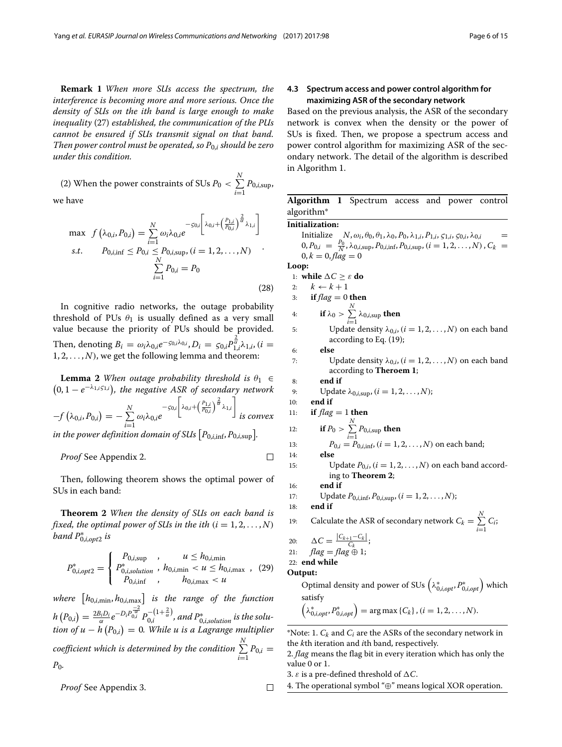**Remark 1** *When more SUs access the spectrum, the interference is becoming more and more serious. Once the density of SUs on the ith band is large enough to make inequality* (27) *established, the communication of the PUs cannot be ensured if SUs transmit signal on that band. Then power control must be operated, so $P_{0,i}$ should be zero under this condition.*

(2) When the power constraints of SUs $P_0 < \sum_{i=1}^{N} P_{0,i,\sup}$, we have

$$
\begin{aligned}
\max \quad & f\left(\lambda_{0,i}, P_{0,i}\right) = \sum_{i=1}^{N} \omega_i \lambda_{0,i} e^{-\varsigma_{0,i}\left[\lambda_{0,i} + \left(\frac{P_{1,i}}{P_{0,i}}\right)^{\frac{2}{\alpha}} \lambda_{1,i}\right]} \\
s.t. \quad & P_{0,i,\inf} \le P_{0,i} \le P_{0,i,\sup}, (i = 1, 2, \ldots, N) \\
& \sum_{i=1}^{N} P_{0,i} = P_0
\end{aligned} \quad . \tag{28}
$$

In cognitive radio networks, the outage probability threshold of PUs $\theta_1$ is usually defined as a very small value because the priority of PUs should be provided. Then, denoting $B_i = \omega_i \lambda_{0,i} e^{-\varsigma_{0,i}\lambda_{0,i}}, D_i = \varsigma_{0,i} P_{1,i}^{\frac{2}{\alpha}} \lambda_{1,i}, (i = 1, 2, \ldots, N)$, we get the following lemma and theorem:

**Lemma 2** *When outage probability threshold is $\theta_1 \in \left(0, 1 - e^{-\lambda_{1,i}\varsigma_{1,i}}\right)$, the negative ASR of secondary network $-f\left(\lambda_{0,i}, P_{0,i}\right) = -\sum_{i=1}^{N} \omega_i \lambda_{0,i} e^{-\varsigma_{0,i}\left[\lambda_{0,i} + \left(\frac{P_{1,i}}{P_{0,i}}\right)^{\frac{2}{\alpha}} \lambda_{1,i}\right]}$ is convex in the power definition domain of SUs $\left[P_{0,i,\inf}, P_{0,i,\sup}\right]$.*

*Proof* See Appendix 2. □

Then, following theorem shows the optimal power of SUs in each band:

**Theorem 2** *When the density of SUs on each band is fixed, the optimal power of SUs in the ith $(i = 1, 2, \ldots, N)$ band $P_{0,i,opt2}^{*}$ is*

$$
P_{0,i,opt2}^{*} = \begin{cases} P_{0,i,\sup} & , \quad u \le h_{0,i,\min} \\ P_{0,i,solution}^{*} & , \; h_{0,i,\min} < u \le h_{0,i,\max} \\ P_{0,i,\inf} & , \quad h_{0,i,\max} < u \end{cases} , \tag{29}
$$

*where $\left[h_{0,i,\min}, h_{0,i,\max}\right]$ is the range of the function $h\left(P_{0,i}\right) = \frac{2B_i D_i}{\alpha} e^{-D_i P_{0,i}^{\frac{-2}{\alpha}}} P_{0,i}^{-\left(1+\frac{2}{\alpha}\right)}$, and $P_{0,i,solution}^{*}$ is the solution of $u - h\left(P_{0,i}\right) = 0$. While u is a Lagrange multiplier coefficient which is determined by the condition $\sum_{i=1}^{N} P_{0,i} = P_0$.*

*Proof* See Appendix 3. □

### 4.3 Spectrum access and power control algorithm for maximizing ASR of the secondary network

Based on the previous analysis, the ASR of the secondary network is convex when the density or the power of SUs is fixed. Then, we propose a spectrum access and power control algorithm for maximizing ASR of the secondary network. The detail of the algorithm is described in Algorithm 1.

**Algorithm 1** Spectrum access and power control algorithm*

**Initialization:**

Initialize $N, \omega_i, \theta_0, \theta_1, \lambda_0, P_0, \lambda_{1,i}, P_{1,i}, \varsigma_{1,i}, \varsigma_{0,i}, \lambda_{0,i} = 0, P_{0,i} = \frac{P_0}{N}, \lambda_{0,i,\sup}, P_{0,i,\inf}, P_{0,i,\sup}, (i = 1, 2, \ldots, N), C_k = 0, k = 0, flag = 0$

**Loop:**

```
1:  while ΔC ≥ ε do
2:    k ← k + 1
3:    if flag = 0 then
4:      if λ_0 > Σ_{i=1}^{N} λ_{0,i,sup} then
5:        Update density λ_{0,i}, (i = 1, 2, ..., N) on each band
          according to Eq. (19);
6:      else
7:        Update density λ_{0,i}, (i = 1, 2, ..., N) on each band
          according to Theroem 1;
8:      end if
9:      Update λ_{0,i,sup}, (i = 1, 2, ..., N);
10:   end if
11:   if flag = 1 then
12:     if P_0 > Σ_{i=1}^{N} P_{0,i,sup} then
13:       P_{0,i} = P_{0,i,inf}, (i = 1, 2, ..., N) on each band;
14:     else
15:       Update P_{0,i}, (i = 1, 2, ..., N) on each band accord-
          ing to Theorem 2;
16:     end if
17:     Update P_{0,i,inf}, P_{0,i,sup}, (i = 1, 2, ..., N);
18:   end if
19:   Calculate the ASR of secondary network C_k = Σ_{i=1}^{N} C_i;
20:   ΔC = |C_{k+1} − C_k| / C_k;
21:   flag = flag ⊕ 1;
22: end while
```

**Output:**

Optimal density and power of SUs $\left(\lambda_{0,i,opt}^{*}, P_{0,i,opt}^{*}\right)$ which satisfy

$\left(\lambda_{0,i,opt}^{*}, P_{0,i,opt}^{*}\right) = \arg\max\left\{C_k\right\}, (i = 1, 2, \ldots, N).$

*Note: 1. $C_k$ and $C_i$ are the ASRs of the secondary network in the $k$th iteration and $i$th band, respectively.
2. *flag* means the flag bit in every iteration which has only the value 0 or 1.
3. $\varepsilon$ is a pre-defined threshold of $\Delta C$.
4. The operational symbol "$\oplus$" means logical XOR operation.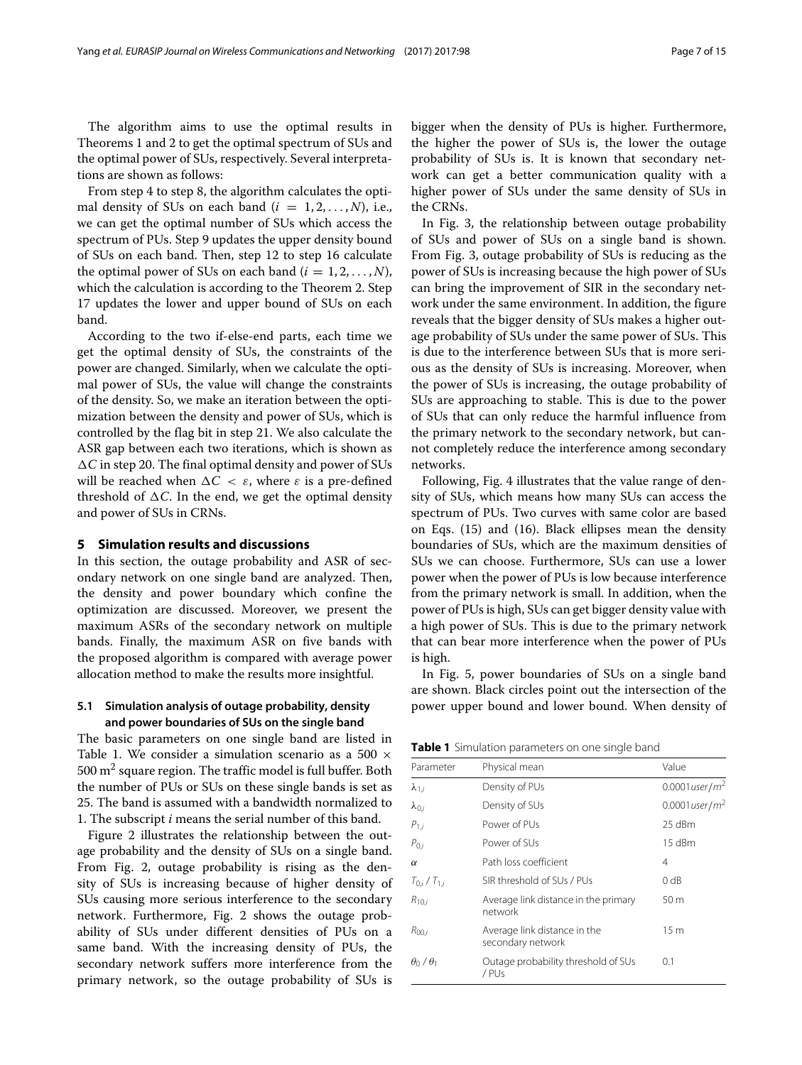The algorithm aims to use the optimal results in Theorems 1 and 2 to get the optimal spectrum of SUs and the optimal power of SUs, respectively. Several interpretations are shown as follows:

From step 4 to step 8, the algorithm calculates the optimal density of SUs on each band ($i = 1, 2, \ldots, N$), i.e., we can get the optimal number of SUs which access the spectrum of PUs. Step 9 updates the upper density bound of SUs on each band. Then, step 12 to step 16 calculate the optimal power of SUs on each band ($i = 1, 2, \ldots, N$), which the calculation is according to the Theorem 2. Step 17 updates the lower and upper bound of SUs on each band.

According to the two if-else-end parts, each time we get the optimal density of SUs, the constraints of the power are changed. Similarly, when we calculate the optimal power of SUs, the value will change the constraints of the density. So, we make an iteration between the optimization between the density and power of SUs, which is controlled by the flag bit in step 21. We also calculate the ASR gap between each two iterations, which is shown as $\Delta C$ in step 20. The final optimal density and power of SUs will be reached when $\Delta C < \varepsilon$, where $\varepsilon$ is a pre-defined threshold of $\Delta C$. In the end, we get the optimal density and power of SUs in CRNs.

## 5 Simulation results and discussions

In this section, the outage probability and ASR of secondary network on one single band are analyzed. Then, the density and power boundary which confine the optimization are discussed. Moreover, we present the maximum ASRs of the secondary network on multiple bands. Finally, the maximum ASR on five bands with the proposed algorithm is compared with average power allocation method to make the results more insightful.

### 5.1 Simulation analysis of outage probability, density and power boundaries of SUs on the single band

The basic parameters on one single band are listed in Table 1. We consider a simulation scenario as a $500 \times 500\ \text{m}^2$ square region. The traffic model is full buffer. Both the number of PUs or SUs on these single bands is set as 25. The band is assumed with a bandwidth normalized to 1. The subscript $i$ means the serial number of this band.

Figure 2 illustrates the relationship between the outage probability and the density of SUs on a single band. From Fig. 2, outage probability is rising as the density of SUs is increasing because of higher density of SUs causing more serious interference to the secondary network. Furthermore, Fig. 2 shows the outage probability of SUs under different densities of PUs on a same band. With the increasing density of PUs, the secondary network suffers more interference from the primary network, so the outage probability of SUs is bigger when the density of PUs is higher. Furthermore, the higher the power of SUs is, the lower the outage probability of SUs is. It is known that secondary network can get a better communication quality with a higher power of SUs under the same density of SUs in the CRNs.

In Fig. 3, the relationship between outage probability of SUs and power of SUs on a single band is shown. From Fig. 3, outage probability of SUs is reducing as the power of SUs is increasing because the high power of SUs can bring the improvement of SIR in the secondary network under the same environment. In addition, the figure reveals that the bigger density of SUs makes a higher outage probability of SUs under the same power of SUs. This is due to the interference between SUs that is more serious as the density of SUs is increasing. Moreover, when the power of SUs is increasing, the outage probability of SUs are approaching to stable. This is due to the power of SUs that can only reduce the harmful influence from the primary network to the secondary network, but cannot completely reduce the interference among secondary networks.

Following, Fig. 4 illustrates that the value range of density of SUs, which means how many SUs can access the spectrum of PUs. Two curves with same color are based on Eqs. (15) and (16). Black ellipses mean the density boundaries of SUs, which are the maximum densities of SUs we can choose. Furthermore, SUs can use a lower power when the power of PUs is low because interference from the primary network is small. In addition, when the power of PUs is high, SUs can get bigger density value with a high power of SUs. This is due to the primary network that can bear more interference when the power of PUs is high.

In Fig. 5, power boundaries of SUs on a single band are shown. Black circles point out the intersection of the power upper bound and lower bound. When density of

**Table 1** Simulation parameters on one single band

| Parameter | Physical mean | Value |
|---|---|---|
| $\lambda_{1,i}$ | Density of PUs | $0.0001 user/m^2$ |
| $\lambda_{0,i}$ | Density of SUs | $0.0001 user/m^2$ |
| $P_{1,i}$ | Power of PUs | 25 dBm |
| $P_{0,i}$ | Power of SUs | 15 dBm |
| $\alpha$ | Path loss coefficient | 4 |
| $T_{0,i}$ / $T_{1,i}$ | SIR threshold of SUs / PUs | 0 dB |
| $R_{10,i}$ | Average link distance in the primary network | 50 m |
| $R_{00,i}$ | Average link distance in the secondary network | 15 m |
| $\theta_0$ / $\theta_1$ | Outage probability threshold of SUs / PUs | 0.1 |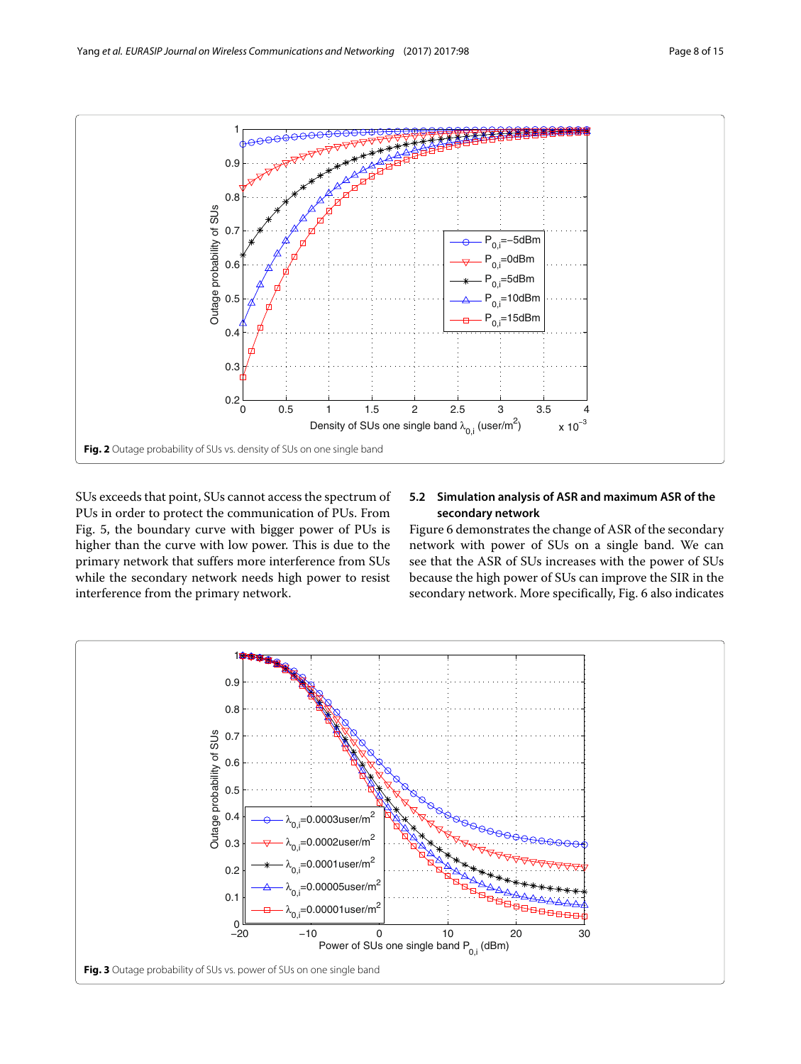Fig. 2 Outage probability of SUs vs. density of SUs on one single band

SUs exceeds that point, SUs cannot access the spectrum of PUs in order to protect the communication of PUs. From Fig. 5, the boundary curve with bigger power of PUs is higher than the curve with low power. This is due to the primary network that suffers more interference from SUs while the secondary network needs high power to resist interference from the primary network.

### 5.2 Simulation analysis of ASR and maximum ASR of the secondary network

Figure 6 demonstrates the change of ASR of the secondary network with power of SUs on a single band. We can see that the ASR of SUs increases with the power of SUs because the high power of SUs can improve the SIR in the secondary network. More specifically, Fig. 6 also indicates

Fig. 3 Outage probability of SUs vs. power of SUs on one single band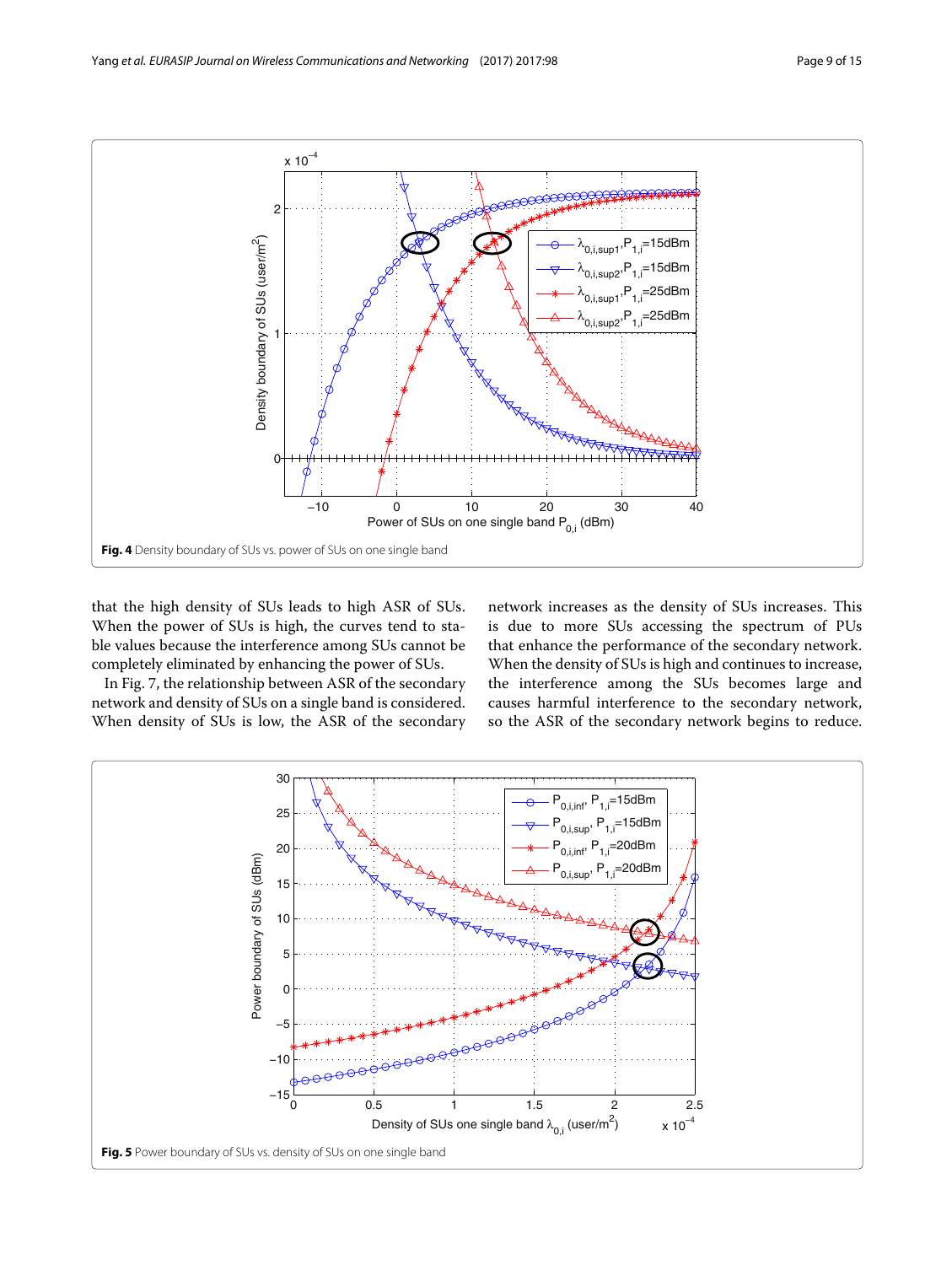Fig. 4 Density boundary of SUs vs. power of SUs on one single band

that the high density of SUs leads to high ASR of SUs. When the power of SUs is high, the curves tend to stable values because the interference among SUs cannot be completely eliminated by enhancing the power of SUs.

In Fig. 7, the relationship between ASR of the secondary network and density of SUs on a single band is considered. When density of SUs is low, the ASR of the secondary network increases as the density of SUs increases. This is due to more SUs accessing the spectrum of PUs that enhance the performance of the secondary network. When the density of SUs is high and continues to increase, the interference among the SUs becomes large and causes harmful interference to the secondary network, so the ASR of the secondary network begins to reduce.

Fig. 5 Power boundary of SUs vs. density of SUs on one single band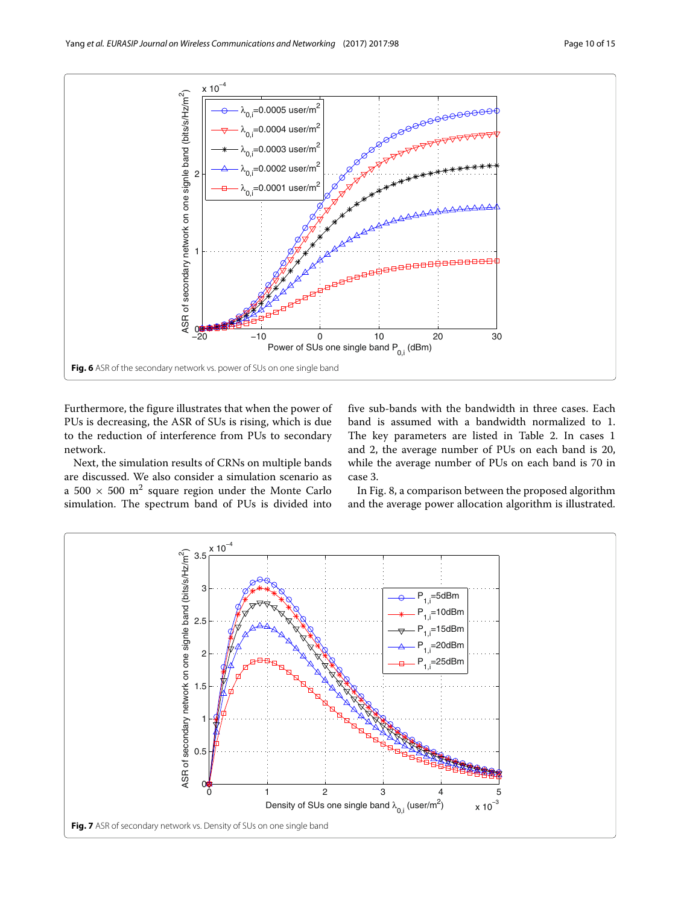**Fig. 6** ASR of the secondary network vs. power of SUs on one single band

Furthermore, the figure illustrates that when the power of PUs is decreasing, the ASR of SUs is rising, which is due to the reduction of interference from PUs to secondary network.

Next, the simulation results of CRNs on multiple bands are discussed. We also consider a simulation scenario as a 500 × 500 m$^2$ square region under the Monte Carlo simulation. The spectrum band of PUs is divided into five sub-bands with the bandwidth in three cases. Each band is assumed with a bandwidth normalized to 1. The key parameters are listed in Table 2. In cases 1 and 2, the average number of PUs on each band is 20, while the average number of PUs on each band is 70 in case 3.

In Fig. 8, a comparison between the proposed algorithm and the average power allocation algorithm is illustrated.

**Fig. 7** ASR of secondary network vs. Density of SUs on one single band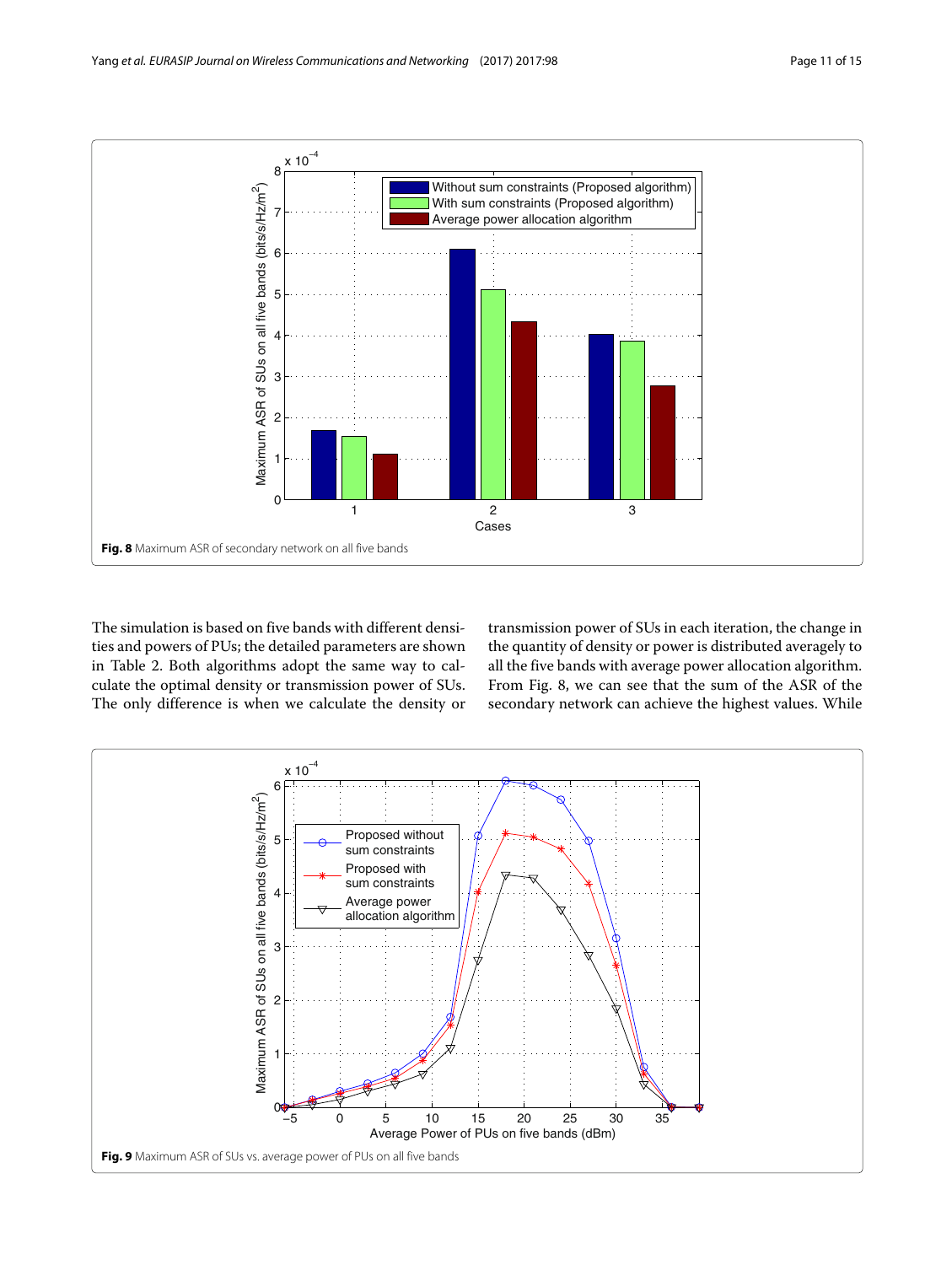Fig. 8 Maximum ASR of secondary network on all five bands

The simulation is based on five bands with different densities and powers of PUs; the detailed parameters are shown in Table 2. Both algorithms adopt the same way to calculate the optimal density or transmission power of SUs. The only difference is when we calculate the density or transmission power of SUs in each iteration, the change in the quantity of density or power is distributed averagely to all the five bands with average power allocation algorithm. From Fig. 8, we can see that the sum of the ASR of the secondary network can achieve the highest values. While

Fig. 9 Maximum ASR of SUs vs. average power of PUs on all five bands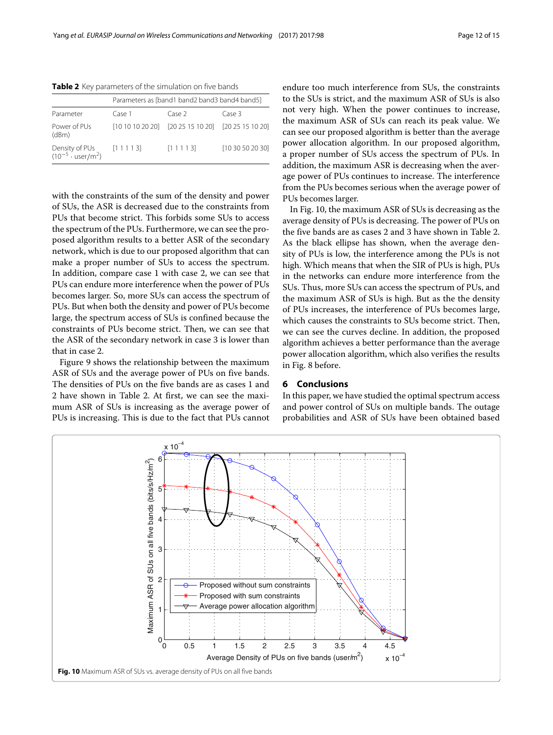**Table 2** Key parameters of the simulation on five bands

| | Parameters as [band1 band2 band3 band4 band5] | | |
|---|---|---|---|
| Parameter | Case 1 | Case 2 | Case 3 |
| Power of PUs (dBm) | [10 10 10 20 20] | [20 25 15 10 20] | [20 25 15 10 20] |
| Density of PUs ($10^{-5} \cdot$ user/m$^2$) | [1 1 1 1 3] | [1 1 1 1 3] | [10 30 50 20 30] |

with the constraints of the sum of the density and power of SUs, the ASR is decreased due to the constraints from PUs that become strict. This forbids some SUs to access the spectrum of the PUs. Furthermore, we can see the proposed algorithm results to a better ASR of the secondary network, which is due to our proposed algorithm that can make a proper number of SUs to access the spectrum. In addition, compare case 1 with case 2, we can see that PUs can endure more interference when the power of PUs becomes larger. So, more SUs can access the spectrum of PUs. But when both the density and power of PUs become large, the spectrum access of SUs is confined because the constraints of PUs become strict. Then, we can see that the ASR of the secondary network in case 3 is lower than that in case 2.

Figure 9 shows the relationship between the maximum ASR of SUs and the average power of PUs on five bands. The densities of PUs on the five bands are as cases 1 and 2 have shown in Table 2. At first, we can see the maximum ASR of SUs is increasing as the average power of PUs is increasing. This is due to the fact that PUs cannot endure too much interference from SUs, the constraints to the SUs is strict, and the maximum ASR of SUs is also not very high. When the power continues to increase, the maximum ASR of SUs can reach its peak value. We can see our proposed algorithm is better than the average power allocation algorithm. In our proposed algorithm, a proper number of SUs access the spectrum of PUs. In addition, the maximum ASR is decreasing when the average power of PUs continues to increase. The interference from the PUs becomes serious when the average power of PUs becomes larger.

In Fig. 10, the maximum ASR of SUs is decreasing as the average density of PUs is decreasing. The power of PUs on the five bands are as cases 2 and 3 have shown in Table 2. As the black ellipse has shown, when the average density of PUs is low, the interference among the PUs is not high. Which means that when the SIR of PUs is high, PUs in the networks can endure more interference from the SUs. Thus, more SUs can access the spectrum of PUs, and the maximum ASR of SUs is high. But as the the density of PUs increases, the interference of PUs becomes large, which causes the constraints to SUs become strict. Then, we can see the curves decline. In addition, the proposed algorithm achieves a better performance than the average power allocation algorithm, which also verifies the results in Fig. 8 before.

## 6 Conclusions

In this paper, we have studied the optimal spectrum access and power control of SUs on multiple bands. The outage probabilities and ASR of SUs have been obtained based

**Fig. 10** Maximum ASR of SUs vs. average density of PUs on all five bands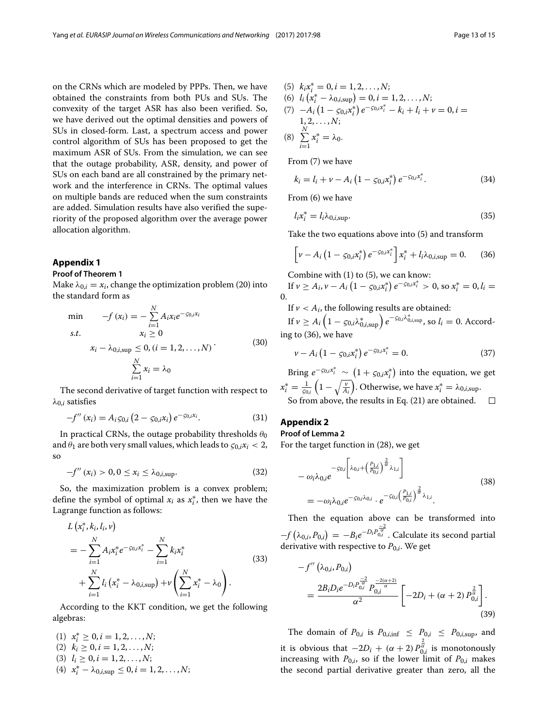on the CRNs which are modeled by PPPs. Then, we have obtained the constraints from both PUs and SUs. The convexity of the target ASR has also been verified. So, we have derived out the optimal densities and powers of SUs in closed-form. Last, a spectrum access and power control algorithm of SUs has been proposed to get the maximum ASR of SUs. From the simulation, we can see that the outage probability, ASR, density, and power of SUs on each band are all constrained by the primary network and the interference in CRNs. The optimal values on multiple bands are reduced when the sum constraints are added. Simulation results have also verified the superiority of the proposed algorithm over the average power allocation algorithm.

## Appendix 1

### Proof of Theorem 1

Make $\lambda_{0,i} = x_i$, change the optimization problem (20) into the standard form as

$$
\begin{aligned}
\min \quad & -f(x_i) = -\sum_{i=1}^{N} A_i x_i e^{-\varsigma_{0,i} x_i} \\
s.t. \quad & x_i \geq 0 \\
& x_i - \lambda_{0,i,\sup} \leq 0, (i = 1, 2, \ldots, N) \\
& \sum_{i=1}^{N} x_i = \lambda_0
\end{aligned}
\tag{30}
$$

The second derivative of target function with respect to $\lambda_{0,i}$ satisfies

$$
-f''(x_i) = A_i \varsigma_{0,i} \left(2 - \varsigma_{0,i} x_i\right) e^{-\varsigma_{0,i} x_i}. \tag{31}
$$

In practical CRNs, the outage probability thresholds $\theta_0$ and $\theta_1$ are both very small values, which leads to $\varsigma_{0,i} x_i < 2$, so

$$
-f''(x_i) > 0, 0 \leq x_i \leq \lambda_{0,i,\sup}. \tag{32}
$$

So, the maximization problem is a convex problem; define the symbol of optimal $x_i$ as $x_i^*$, then we have the Lagrange function as follows:

$$
\begin{aligned}
& L\left(x_i^*, k_i, l_i, \nu\right) \\
&= -\sum_{i=1}^{N} A_i x_i^* e^{-\varsigma_{0,i} x_i^*} - \sum_{i=1}^{N} k_i x_i^* \\
&\quad + \sum_{i=1}^{N} l_i \left(x_i^* - \lambda_{0,i,\sup}\right) + \nu \left(\sum_{i=1}^{N} x_i^* - \lambda_0\right).
\end{aligned}
\tag{33}
$$

According to the KKT condition, we get the following algebras:

(1) $x_i^* \geq 0, i = 1, 2, \ldots, N$;
(2) $k_i \geq 0, i = 1, 2, \ldots, N$;
(3) $l_i \geq 0, i = 1, 2, \ldots, N$;
(4) $x_i^* - \lambda_{0,i,\sup} \leq 0, i = 1, 2, \ldots, N$;
(5) $k_i x_i^* = 0, i = 1, 2, \ldots, N$;
(6) $l_i \left(x_i^* - \lambda_{0,i,\sup}\right) = 0, i = 1, 2, \ldots, N$;
(7) $-A_i \left(1 - \varsigma_{0,i} x_i^*\right) e^{-\varsigma_{0,i} x_i^*} - k_i + l_i + \nu = 0, i = 1, 2, \ldots, N$;
(8) $\sum_{i=1}^{N} x_i^* = \lambda_0$.

From (7) we have

$$
k_i = l_i + \nu - A_i \left(1 - \varsigma_{0,i} x_i^*\right) e^{-\varsigma_{0,i} x_i^*}. \tag{34}
$$

From (6) we have

$$
l_i x_i^* = l_i \lambda_{0,i,\sup}. \tag{35}
$$

Take the two equations above into (5) and transform

$$
\left[\nu - A_i \left(1 - \varsigma_{0,i} x_i^*\right) e^{-\varsigma_{0,i} x_i^*}\right] x_i^* + l_i \lambda_{0,i,\sup} = 0. \tag{36}
$$

Combine with (1) to (5), we can know:

If $\nu \geq A_i, \nu - A_i \left(1 - \varsigma_{0,i} x_i^*\right) e^{-\varsigma_{0,i} x_i^*} > 0$, so $x_i^* = 0, l_i = 0$.

If $\nu < A_i$, the following results are obtained:

If $\nu \geq A_i \left(1 - \varsigma_{0,i} \lambda_{0,i,\sup}^*\right) e^{-\varsigma_{0,i} \lambda_{0,i,\sup}^*}$, so $l_i = 0$. According to (36), we have

$$
\nu - A_i \left(1 - \varsigma_{0,i} x_i^*\right) e^{-\varsigma_{0,i} x_i^*} = 0. \tag{37}
$$

Bring $e^{-\varsigma_{0,i} x_i^*} \sim \left(1 + \varsigma_{0,i} x_i^*\right)$ into the equation, we get $x_i^* = \frac{1}{\varsigma_{0,i}} \left(1 - \sqrt{\frac{\nu}{A_i}}\right)$. Otherwise, we have $x_i^* = \lambda_{0,i,\sup}$.

So from above, the results in Eq. (21) are obtained. □

## Appendix 2

### Proof of Lemma 2

For the target function in (28), we get

$$
\begin{aligned}
& -\omega_i \lambda_{0,i} e^{-\varsigma_{0,i}\left[\lambda_{0,i} + \left(\frac{P_{1,i}}{P_{0,i}}\right)^{\frac{2}{\alpha}} \lambda_{1,i}\right]} \\
&= -\omega_i \lambda_{0,i} e^{-\varsigma_{0,i} \lambda_{0,i}} \cdot e^{-\varsigma_{0,i}\left(\frac{P_{1,i}}{P_{0,i}}\right)^{\frac{2}{\alpha}} \lambda_{1,i}}.
\end{aligned}
\tag{38}
$$

Then the equation above can be transformed into $-f\left(\lambda_{0,i}, P_{0,i}\right) = -B_i e^{-D_i P_{0,i}^{\frac{-2}{\alpha}}}$. Calculate its second partial derivative with respective to $P_{0,i}$. We get

$$
\begin{aligned}
& -f''\left(\lambda_{0,i}, P_{0,i}\right) \\
&= \frac{2 B_i D_i e^{-D_i P_{0,i}^{\frac{-2}{\alpha}}} P_{0,i}^{\frac{-2(\alpha+2)}{\alpha}}}{\alpha^2} \left[-2D_i + (\alpha + 2) P_{0,i}^{\frac{2}{\alpha}}\right].
\end{aligned}
\tag{39}
$$

The domain of $P_{0,i}$ is $P_{0,i,\inf} \leq P_{0,i} \leq P_{0,i,\sup}$, and it is obvious that $-2D_i + (\alpha + 2) P_{0,i}^{\frac{2}{\alpha}}$ is monotonously increasing with $P_{0,i}$, so if the lower limit of $P_{0,i}$ makes the second partial derivative greater than zero, all the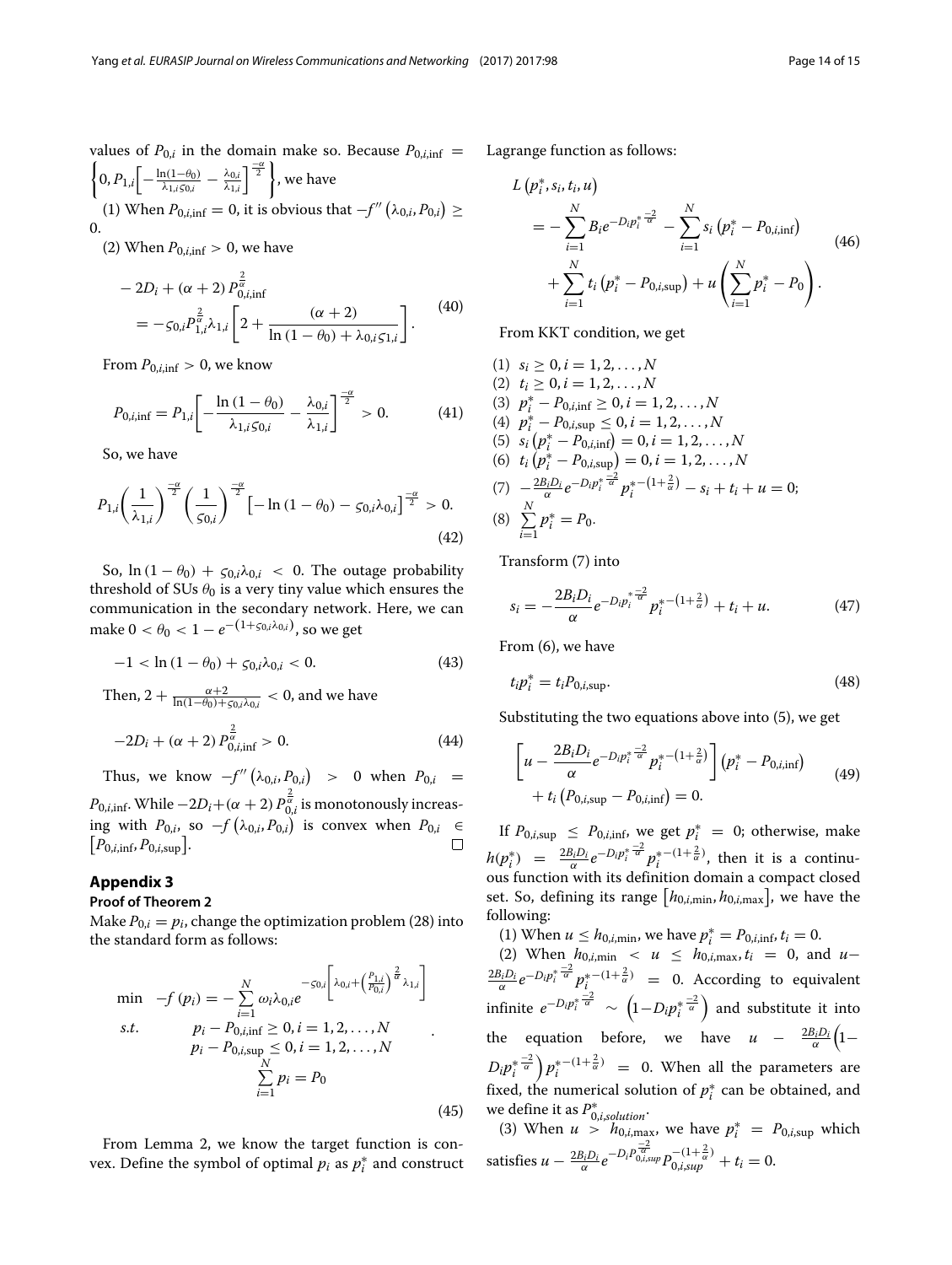values of $P_{0,i}$ in the domain make so. Because $P_{0,i,\inf} = \left\{0, P_{1,i}\left[-\frac{\ln(1-\theta_0)}{\lambda_{1,i}\varsigma_{0,i}} - \frac{\lambda_{0,i}}{\lambda_{1,i}}\right]^{\frac{-\alpha}{2}}\right\}$, we have

(1) When $P_{0,i,\inf} = 0$, it is obvious that $-f''\left(\lambda_{0,i}, P_{0,i}\right) \geq 0$.

(2) When $P_{0,i,\inf} > 0$, we have

$$
\begin{aligned}
& -2D_i + (\alpha+2)\, P_{0,i,\inf}^{\frac{2}{\alpha}} \\
& = -\varsigma_{0,i} P_{1,i}^{\frac{2}{\alpha}} \lambda_{1,i}\left[2 + \frac{(\alpha+2)}{\ln(1-\theta_0) + \lambda_{0,i}\varsigma_{1,i}}\right].
\end{aligned} \tag{40}
$$

From $P_{0,i,\inf} > 0$, we know

$$
P_{0,i,\inf} = P_{1,i}\left[-\frac{\ln(1-\theta_0)}{\lambda_{1,i}\varsigma_{0,i}} - \frac{\lambda_{0,i}}{\lambda_{1,i}}\right]^{\frac{-\alpha}{2}} > 0. \tag{41}
$$

So, we have

$$
P_{1,i}\left(\frac{1}{\lambda_{1,i}}\right)^{\frac{-\alpha}{2}}\left(\frac{1}{\varsigma_{0,i}}\right)^{\frac{-\alpha}{2}}\left[-\ln(1-\theta_0) - \varsigma_{0,i}\lambda_{0,i}\right]^{\frac{-\alpha}{2}} > 0. \tag{42}
$$

So, $\ln(1-\theta_0) + \varsigma_{0,i}\lambda_{0,i} < 0$. The outage probability threshold of SUs $\theta_0$ is a very tiny value which ensures the communication in the secondary network. Here, we can make $0 < \theta_0 < 1 - e^{-(1+\varsigma_{0,i}\lambda_{0,i})}$, so we get

$$
-1 < \ln(1-\theta_0) + \varsigma_{0,i}\lambda_{0,i} < 0. \tag{43}
$$

Then, $2 + \frac{\alpha+2}{\ln(1-\theta_0)+\varsigma_{0,i}\lambda_{0,i}} < 0$, and we have

$$
-2D_i + (\alpha+2)\, P_{0,i,\inf}^{\frac{2}{\alpha}} > 0. \tag{44}
$$

Thus, we know $-f''\left(\lambda_{0,i}, P_{0,i}\right) > 0$ when $P_{0,i} = P_{0,i,\inf}$. While $-2D_i + (\alpha+2)\, P_{0,i}^{\frac{2}{\alpha}}$ is monotonously increasing with $P_{0,i}$, so $-f\left(\lambda_{0,i}, P_{0,i}\right)$ is convex when $P_{0,i} \in \left[P_{0,i,\inf}, P_{0,i,\sup}\right]$. □

## Appendix 3

### Proof of Theorem 2

Make $P_{0,i} = p_i$, change the optimization problem (28) into the standard form as follows:

$$
\begin{aligned}
\min \quad & -f(p_i) = -\sum_{i=1}^{N} \omega_i \lambda_{0,i} e^{-\varsigma_{0,i}\left[\lambda_{0,i} + \left(\frac{P_{1,i}}{P_{0,i}}\right)^{\frac{2}{\alpha}}\lambda_{1,i}\right]} \\
s.t. \quad & p_i - P_{0,i,\inf} \geq 0, i = 1, 2, \ldots, N \\
& p_i - P_{0,i,\sup} \leq 0, i = 1, 2, \ldots, N \\
& \sum_{i=1}^{N} p_i = P_0
\end{aligned} \tag{45}
$$

From Lemma 2, we know the target function is convex. Define the symbol of optimal $p_i$ as $p_i^*$ and construct Lagrange function as follows:

$$
\begin{aligned}
& L\left(p_i^*, s_i, t_i, u\right) \\
& = -\sum_{i=1}^{N} B_i e^{-D_i {p_i^*}^{\frac{-2}{\alpha}}} - \sum_{i=1}^{N} s_i\left(p_i^* - P_{0,i,\inf}\right) \\
& \quad + \sum_{i=1}^{N} t_i\left(p_i^* - P_{0,i,\sup}\right) + u\left(\sum_{i=1}^{N} p_i^* - P_0\right).
\end{aligned} \tag{46}
$$

From KKT condition, we get

(1) $s_i \geq 0, i = 1, 2, \ldots, N$
(2) $t_i \geq 0, i = 1, 2, \ldots, N$
(3) $p_i^* - P_{0,i,\inf} \geq 0, i = 1, 2, \ldots, N$
(4) $p_i^* - P_{0,i,\sup} \leq 0, i = 1, 2, \ldots, N$
(5) $s_i\left(p_i^* - P_{0,i,\inf}\right) = 0, i = 1, 2, \ldots, N$
(6) $t_i\left(p_i^* - P_{0,i,\sup}\right) = 0, i = 1, 2, \ldots, N$
(7) $-\frac{2B_iD_i}{\alpha} e^{-D_i {p_i^*}^{\frac{-2}{\alpha}}} {p_i^*}^{-\left(1+\frac{2}{\alpha}\right)} - s_i + t_i + u = 0;$
(8) $\sum_{i=1}^{N} p_i^* = P_0.$

Transform (7) into

$$
s_i = -\frac{2B_iD_i}{\alpha} e^{-D_i {p_i^*}^{\frac{-2}{\alpha}}} {p_i^*}^{-\left(1+\frac{2}{\alpha}\right)} + t_i + u. \tag{47}
$$

From (6), we have

$$
t_i p_i^* = t_i P_{0,i,\sup}. \tag{48}
$$

Substituting the two equations above into (5), we get

$$
\begin{aligned}
& \left[u - \frac{2B_iD_i}{\alpha} e^{-D_i {p_i^*}^{\frac{-2}{\alpha}}} {p_i^*}^{-\left(1+\frac{2}{\alpha}\right)}\right]\left(p_i^* - P_{0,i,\inf}\right) \\
& \quad + t_i\left(P_{0,i,\sup} - P_{0,i,\inf}\right) = 0.
\end{aligned} \tag{49}
$$

If $P_{0,i,\sup} \leq P_{0,i,\inf}$, we get $p_i^* = 0$; otherwise, make $h(p_i^*) = \frac{2B_iD_i}{\alpha} e^{-D_i {p_i^*}^{\frac{-2}{\alpha}}} {p_i^*}^{-\left(1+\frac{2}{\alpha}\right)}$, then it is a continuous function with its definition domain a compact closed set. So, defining its range $\left[h_{0,i,\min}, h_{0,i,\max}\right]$, we have the following:

(1) When $u \leq h_{0,i,\min}$, we have $p_i^* = P_{0,i,\inf}, t_i = 0$.

(2) When $h_{0,i,\min} < u \leq h_{0,i,\max}, t_i = 0$, and $u - \frac{2B_iD_i}{\alpha} e^{-D_i {p_i^*}^{\frac{-2}{\alpha}}} {p_i^*}^{-\left(1+\frac{2}{\alpha}\right)} = 0$. According to equivalent infinite $e^{-D_i {p_i^*}^{\frac{-2}{\alpha}}} \sim \left(1 - D_i {p_i^*}^{\frac{-2}{\alpha}}\right)$ and substitute it into the equation before, we have $u - \frac{2B_iD_i}{\alpha}\left(1 - D_i {p_i^*}^{\frac{-2}{\alpha}}\right) {p_i^*}^{-\left(1+\frac{2}{\alpha}\right)} = 0$. When all the parameters are fixed, the numerical solution of $p_i^*$ can be obtained, and we define it as $P_{0,i,solution}^*$.

(3) When $u > h_{0,i,\max}$, we have $p_i^* = P_{0,i,\sup}$ which satisfies $u - \frac{2B_iD_i}{\alpha} e^{-D_i P_{0,i,sup}^{\frac{-2}{\alpha}}} P_{0,i,sup}^{-\left(1+\frac{2}{\alpha}\right)} + t_i = 0$.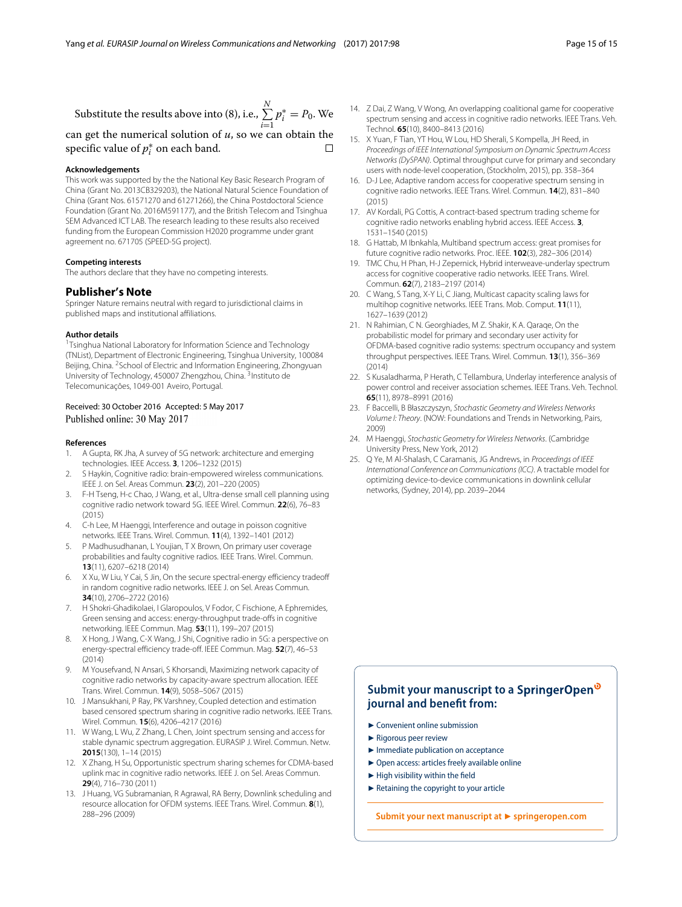Substitute the results above into (8), i.e., $\sum_{i=1}^{N} p_i^* = P_0$. We can get the numerical solution of $u$, so we can obtain the specific value of $p_i^*$ on each band. □

### Acknowledgements

This work was supported by the the National Key Basic Research Program of China (Grant No. 2013CB329203), the National Natural Science Foundation of China (Grant Nos. 61571270 and 61271266), the China Postdoctoral Science Foundation (Grant No. 2016M591177), and the British Telecom and Tsinghua SEM Advanced ICT LAB. The research leading to these results also received funding from the European Commission H2020 programme under grant agreement no. 671705 (SPEED-5G project).

### Competing interests

The authors declare that they have no competing interests.

## Publisher's Note

Springer Nature remains neutral with regard to jurisdictional claims in published maps and institutional affiliations.

### Author details

[1]Tsinghua National Laboratory for Information Science and Technology (TNList), Department of Electronic Engineering, Tsinghua University, 100084 Beijing, China. [2]School of Electric and Information Engineering, Zhongyuan University of Technology, 450007 Zhengzhou, China. [3]Instituto de Telecomunicações, 1049-001 Aveiro, Portugal.

Received: 30 October 2016 Accepted: 5 May 2017
Published online: 30 May 2017

### References

1. A Gupta, RK Jha, A survey of 5G network: architecture and emerging technologies. IEEE Access. **3**, 1206–1232 (2015)
2. S Haykin, Cognitive radio: brain-empowered wireless communications. IEEE J. on Sel. Areas Commun. **23**(2), 201–220 (2005)
3. F-H Tseng, H-c Chao, J Wang, et al., Ultra-dense small cell planning using cognitive radio network toward 5G. IEEE Wirel. Commun. **22**(6), 76–83 (2015)
4. C-h Lee, M Haenggi, Interference and outage in poisson cognitive networks. IEEE Trans. Wirel. Commun. **11**(4), 1392–1401 (2012)
5. P Madhusudhanan, L Youjian, T X Brown, On primary user coverage probabilities and faulty cognitive radios. IEEE Trans. Wirel. Commun. **13**(11), 6207–6218 (2014)
6. X Xu, W Liu, Y Cai, S Jin, On the secure spectral-energy efficiency tradeoff in random cognitive radio networks. IEEE J. on Sel. Areas Commun. **34**(10), 2706–2722 (2016)
7. H Shokri-Ghadikolaei, I Glaropoulos, V Fodor, C Fischione, A Ephremides, Green sensing and access: energy-throughput trade-offs in cognitive networking. IEEE Commun. Mag. **53**(11), 199–207 (2015)
8. X Hong, J Wang, C-X Wang, J Shi, Cognitive radio in 5G: a perspective on energy-spectral efficiency trade-off. IEEE Commun. Mag. **52**(7), 46–53 (2014)
9. M Yousefvand, N Ansari, S Khorsandi, Maximizing network capacity of cognitive radio networks by capacity-aware spectrum allocation. IEEE Trans. Wirel. Commun. **14**(9), 5058–5067 (2015)
10. J Mansukhani, P Ray, PK Varshney, Coupled detection and estimation based censored spectrum sharing in cognitive radio networks. IEEE Trans. Wirel. Commun. **15**(6), 4206–4217 (2016)
11. W Wang, L Wu, Z Zhang, L Chen, Joint spectrum sensing and access for stable dynamic spectrum aggregation. EURASIP J. Wirel. Commun. Netw. **2015**(130), 1–14 (2015)
12. X Zhang, H Su, Opportunistic spectrum sharing schemes for CDMA-based uplink mac in cognitive radio networks. IEEE J. on Sel. Areas Commun. **29**(4), 716–730 (2011)
13. J Huang, VG Subramanian, R Agrawal, RA Berry, Downlink scheduling and resource allocation for OFDM systems. IEEE Trans. Wirel. Commun. **8**(1), 288–296 (2009)
14. Z Dai, Z Wang, V Wong, An overlapping coalitional game for cooperative spectrum sensing and access in cognitive radio networks. IEEE Trans. Veh. Technol. **65**(10), 8400–8413 (2016)
15. X Yuan, F Tian, YT Hou, W Lou, HD Sherali, S Kompella, JH Reed, in *Proceedings of IEEE International Symposium on Dynamic Spectrum Access Networks (DySPAN)*. Optimal throughput curve for primary and secondary users with node-level cooperation, (Stockholm, 2015), pp. 358–364
16. D-J Lee, Adaptive random access for cooperative spectrum sensing in cognitive radio networks. IEEE Trans. Wirel. Commun. **14**(2), 831–840 (2015)
17. AV Kordali, PG Cottis, A contract-based spectrum trading scheme for cognitive radio networks enabling hybrid access. IEEE Access. **3**, 1531–1540 (2015)
18. G Hattab, M Ibnkahla, Multiband spectrum access: great promises for future cognitive radio networks. Proc. IEEE. **102**(3), 282–306 (2014)
19. TMC Chu, H Phan, H-J Zepernick, Hybrid interweave-underlay spectrum access for cognitive cooperative radio networks. IEEE Trans. Wirel. Commun. **62**(7), 2183–2197 (2014)
20. C Wang, S Tang, X-Y Li, C Jiang, Multicast capacity scaling laws for multihop cognitive networks. IEEE Trans. Mob. Comput. **11**(11), 1627–1639 (2012)
21. N Rahimian, C N. Georghiades, M Z. Shakir, K A. Qaraqe, On the probabilistic model for primary and secondary user activity for OFDMA-based cognitive radio systems: spectrum occupancy and system throughput perspectives. IEEE Trans. Wirel. Commun. **13**(1), 356–369 (2014)
22. S Kusaladharma, P Herath, C Tellambura, Underlay interference analysis of power control and receiver association schemes. IEEE Trans. Veh. Technol. **65**(11), 8978–8991 (2016)
23. F Baccelli, B Błaszczyszyn, *Stochastic Geometry and Wireless Networks Volume I: Theory*. (NOW: Foundations and Trends in Networking, Pairs, 2009)
24. M Haenggi, *Stochastic Geometry for Wireless Networks*. (Cambridge University Press, New York, 2012)
25. Q Ye, M Al-Shalash, C Caramanis, JG Andrews, in *Proceedings of IEEE International Conference on Communications (ICC)*. A tractable model for optimizing device-to-device communications in downlink cellular networks, (Sydney, 2014), pp. 2039–2044